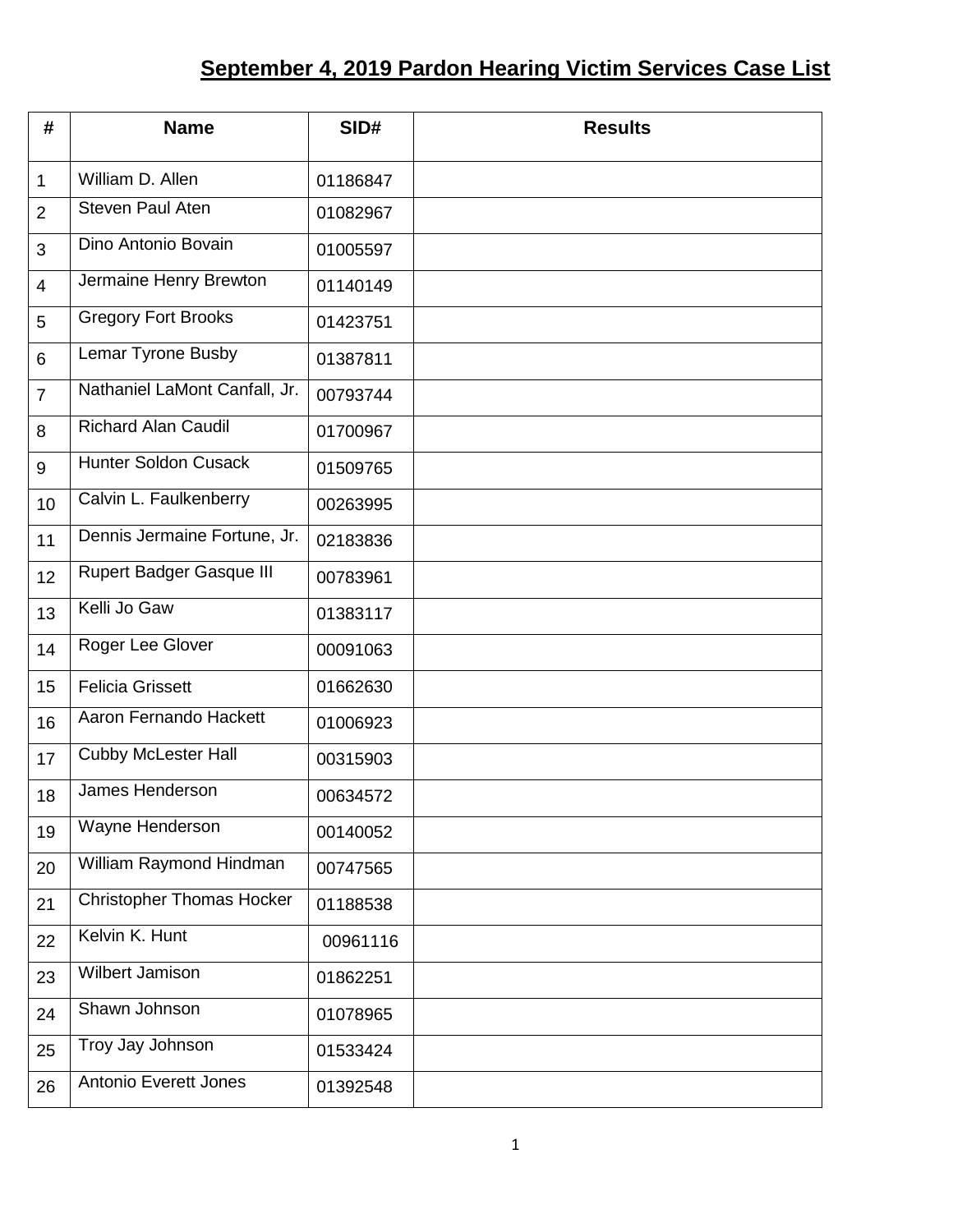# September 4, 2019 Pardon Hearing Victim Services Case List

| # | Name | SID# | Results |
|---|---|---|---|
| 1 | William D. Allen | 01186847 | |
| 2 | Steven Paul Aten | 01082967 | |
| 3 | Dino Antonio Bovain | 01005597 | |
| 4 | Jermaine Henry Brewton | 01140149 | |
| 5 | Gregory Fort Brooks | 01423751 | |
| 6 | Lemar Tyrone Busby | 01387811 | |
| 7 | Nathaniel LaMont Canfall, Jr. | 00793744 | |
| 8 | Richard Alan Caudil | 01700967 | |
| 9 | Hunter Soldon Cusack | 01509765 | |
| 10 | Calvin L. Faulkenberry | 00263995 | |
| 11 | Dennis Jermaine Fortune, Jr. | 02183836 | |
| 12 | Rupert Badger Gasque III | 00783961 | |
| 13 | Kelli Jo Gaw | 01383117 | |
| 14 | Roger Lee Glover | 00091063 | |
| 15 | Felicia Grissett | 01662630 | |
| 16 | Aaron Fernando Hackett | 01006923 | |
| 17 | Cubby McLester Hall | 00315903 | |
| 18 | James Henderson | 00634572 | |
| 19 | Wayne Henderson | 00140052 | |
| 20 | William Raymond Hindman | 00747565 | |
| 21 | Christopher Thomas Hocker | 01188538 | |
| 22 | Kelvin K. Hunt | 00961116 | |
| 23 | Wilbert Jamison | 01862251 | |
| 24 | Shawn Johnson | 01078965 | |
| 25 | Troy Jay Johnson | 01533424 | |
| 26 | Antonio Everett Jones | 01392548 | |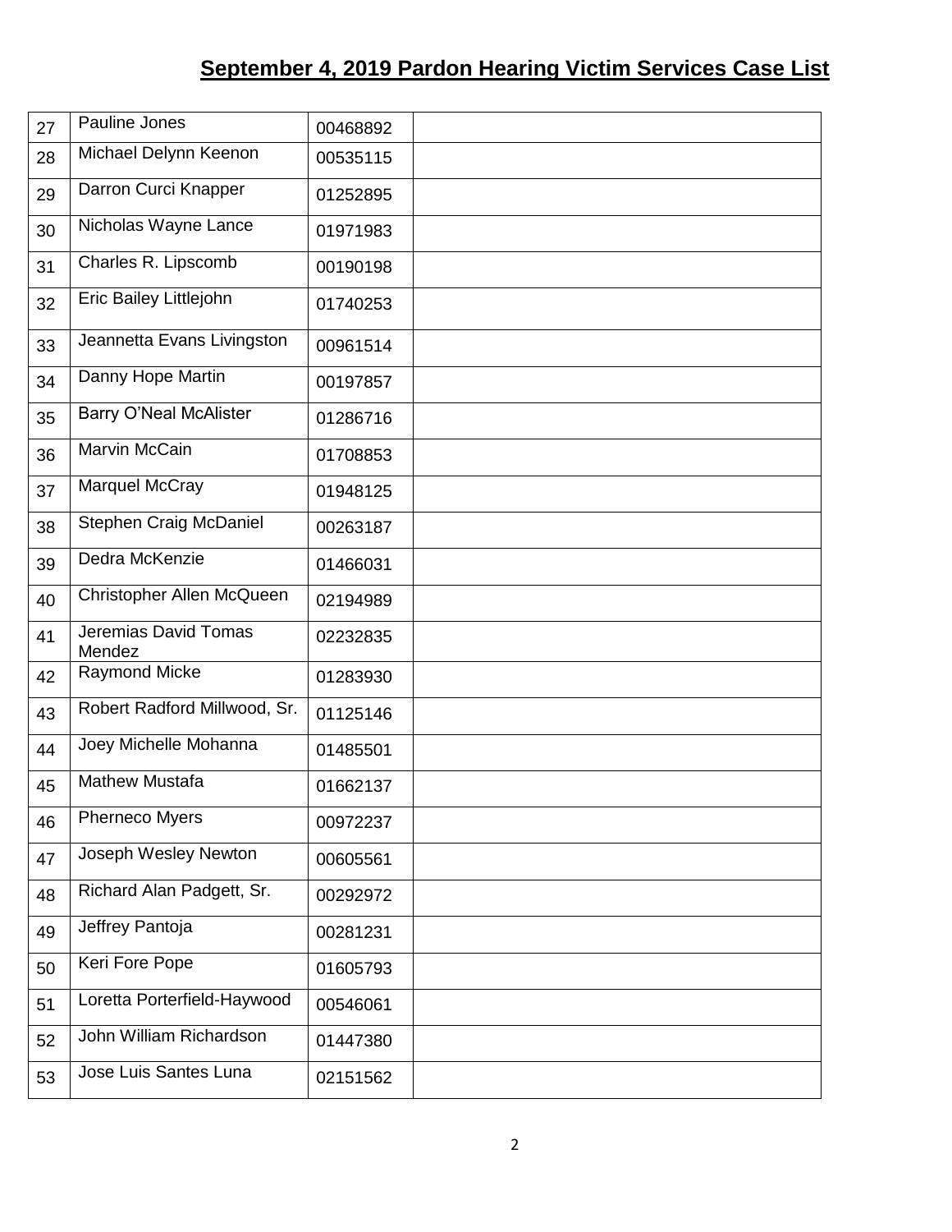# September 4, 2019 Pardon Hearing Victim Services Case List

| | | | |
|---|---|---|---|
| 27 | Pauline Jones | 00468892 | |
| 28 | Michael Delynn Keenon | 00535115 | |
| 29 | Darron Curci Knapper | 01252895 | |
| 30 | Nicholas Wayne Lance | 01971983 | |
| 31 | Charles R. Lipscomb | 00190198 | |
| 32 | Eric Bailey Littlejohn | 01740253 | |
| 33 | Jeannetta Evans Livingston | 00961514 | |
| 34 | Danny Hope Martin | 00197857 | |
| 35 | Barry O'Neal McAlister | 01286716 | |
| 36 | Marvin McCain | 01708853 | |
| 37 | Marquel McCray | 01948125 | |
| 38 | Stephen Craig McDaniel | 00263187 | |
| 39 | Dedra McKenzie | 01466031 | |
| 40 | Christopher Allen McQueen | 02194989 | |
| 41 | Jeremias David Tomas Mendez | 02232835 | |
| 42 | Raymond Micke | 01283930 | |
| 43 | Robert Radford Millwood, Sr. | 01125146 | |
| 44 | Joey Michelle Mohanna | 01485501 | |
| 45 | Mathew Mustafa | 01662137 | |
| 46 | Pherneco Myers | 00972237 | |
| 47 | Joseph Wesley Newton | 00605561 | |
| 48 | Richard Alan Padgett, Sr. | 00292972 | |
| 49 | Jeffrey Pantoja | 00281231 | |
| 50 | Keri Fore Pope | 01605793 | |
| 51 | Loretta Porterfield-Haywood | 00546061 | |
| 52 | John William Richardson | 01447380 | |
| 53 | Jose Luis Santes Luna | 02151562 | |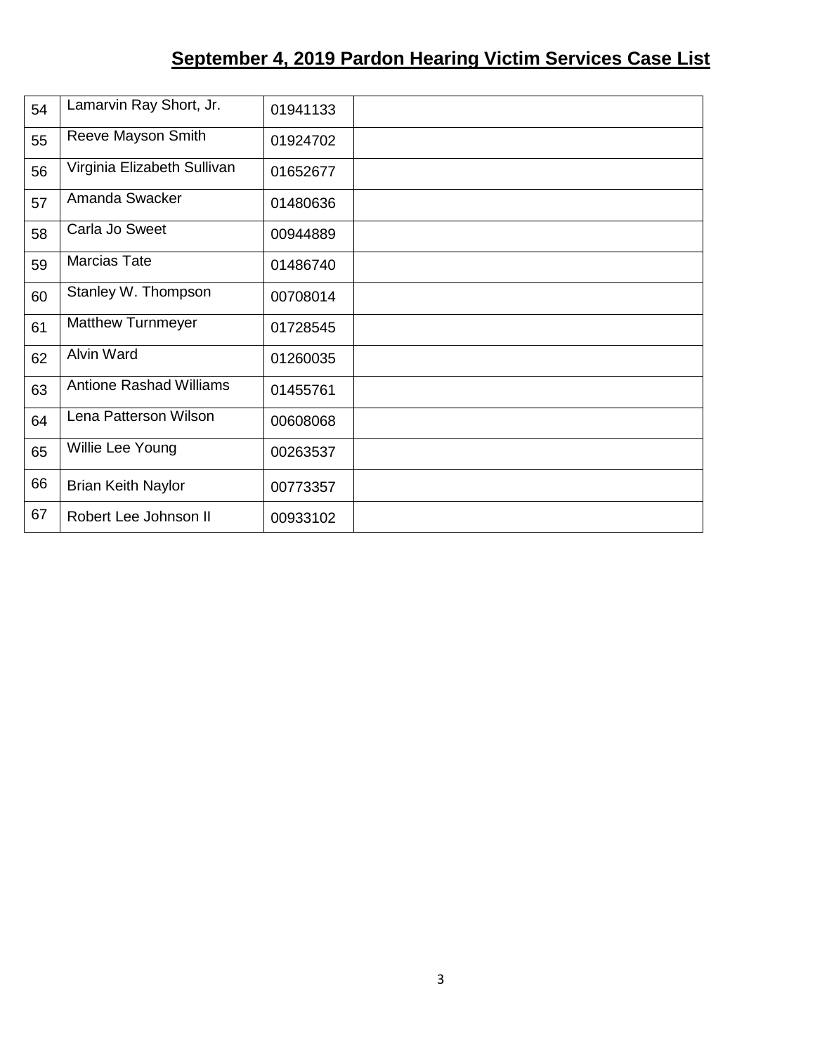## September 4, 2019 Pardon Hearing Victim Services Case List

| | | | |
|---|---|---|---|
| 54 | Lamarvin Ray Short, Jr. | 01941133 | |
| 55 | Reeve Mayson Smith | 01924702 | |
| 56 | Virginia Elizabeth Sullivan | 01652677 | |
| 57 | Amanda Swacker | 01480636 | |
| 58 | Carla Jo Sweet | 00944889 | |
| 59 | Marcias Tate | 01486740 | |
| 60 | Stanley W. Thompson | 00708014 | |
| 61 | Matthew Turnmeyer | 01728545 | |
| 62 | Alvin Ward | 01260035 | |
| 63 | Antione Rashad Williams | 01455761 | |
| 64 | Lena Patterson Wilson | 00608068 | |
| 65 | Willie Lee Young | 00263537 | |
| 66 | Brian Keith Naylor | 00773357 | |
| 67 | Robert Lee Johnson II | 00933102 | |